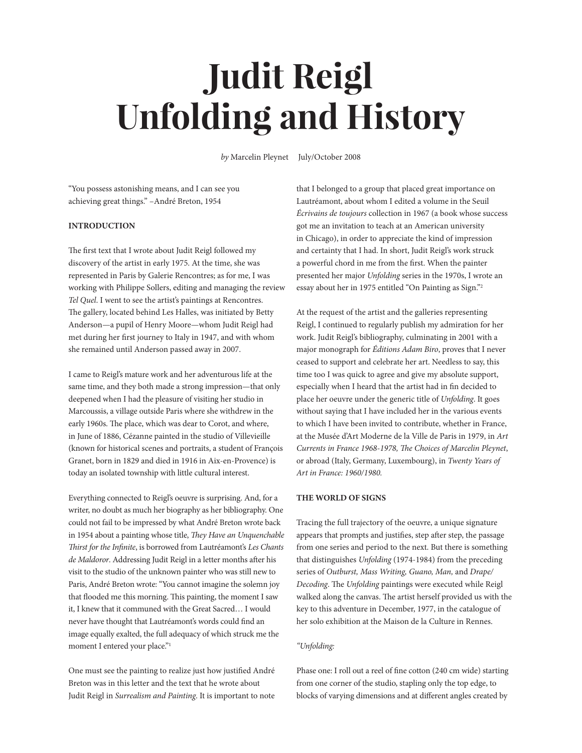# Judit Reigl
# Unfolding and History

*by* Marcelin Pleynet July/October 2008

"You possess astonishing means, and I can see you achieving great things." –André Breton, 1954

**INTRODUCTION**

The first text that I wrote about Judit Reigl followed my discovery of the artist in early 1975. At the time, she was represented in Paris by Galerie Rencontres; as for me, I was working with Philippe Sollers, editing and managing the review *Tel Quel*. I went to see the artist's paintings at Rencontres. The gallery, located behind Les Halles, was initiated by Betty Anderson—a pupil of Henry Moore—whom Judit Reigl had met during her first journey to Italy in 1947, and with whom she remained until Anderson passed away in 2007.

I came to Reigl's mature work and her adventurous life at the same time, and they both made a strong impression—that only deepened when I had the pleasure of visiting her studio in Marcoussis, a village outside Paris where she withdrew in the early 1960s. The place, which was dear to Corot, and where, in June of 1886, Cézanne painted in the studio of Villevieille (known for historical scenes and portraits, a student of François Granet, born in 1829 and died in 1916 in Aix-en-Provence) is today an isolated township with little cultural interest.

Everything connected to Reigl's oeuvre is surprising. And, for a writer, no doubt as much her biography as her bibliography. One could not fail to be impressed by what André Breton wrote back in 1954 about a painting whose title, *They Have an Unquenchable Thirst for the Infinite*, is borrowed from Lautréamont's *Les Chants de Maldoror*. Addressing Judit Reigl in a letter months after his visit to the studio of the unknown painter who was still new to Paris, André Breton wrote: "You cannot imagine the solemn joy that flooded me this morning. This painting, the moment I saw it, I knew that it communed with the Great Sacred… I would never have thought that Lautréamont's words could find an image equally exalted, the full adequacy of which struck me the moment I entered your place."[1]

One must see the painting to realize just how justified André Breton was in this letter and the text that he wrote about Judit Reigl in *Surrealism and Painting*. It is important to note that I belonged to a group that placed great importance on Lautréamont, about whom I edited a volume in the Seuil *Écrivains de toujours* collection in 1967 (a book whose success got me an invitation to teach at an American university in Chicago), in order to appreciate the kind of impression and certainty that I had. In short, Judit Reigl's work struck a powerful chord in me from the first. When the painter presented her major *Unfolding* series in the 1970s, I wrote an essay about her in 1975 entitled "On Painting as Sign."[2]

At the request of the artist and the galleries representing Reigl, I continued to regularly publish my admiration for her work. Judit Reigl's bibliography, culminating in 2001 with a major monograph for *Éditions Adam Biro*, proves that I never ceased to support and celebrate her art. Needless to say, this time too I was quick to agree and give my absolute support, especially when I heard that the artist had in fin decided to place her oeuvre under the generic title of *Unfolding*. It goes without saying that I have included her in the various events to which I have been invited to contribute, whether in France, at the Musée d'Art Moderne de la Ville de Paris in 1979, in *Art Currents in France 1968-1978, The Choices of Marcelin Pleynet*, or abroad (Italy, Germany, Luxembourg), in *Twenty Years of Art in France: 1960/1980.*

**THE WORLD OF SIGNS**

Tracing the full trajectory of the oeuvre, a unique signature appears that prompts and justifies, step after step, the passage from one series and period to the next. But there is something that distinguishes *Unfolding* (1974-1984) from the preceding series of *Outburst, Mass Writing, Guano, Man,* and *Drape/Decoding*. The *Unfolding* paintings were executed while Reigl walked along the canvas. The artist herself provided us with the key to this adventure in December, 1977, in the catalogue of her solo exhibition at the Maison de la Culture in Rennes.

*"Unfolding:*

Phase one: I roll out a reel of fine cotton (240 cm wide) starting from one corner of the studio, stapling only the top edge, to blocks of varying dimensions and at different angles created by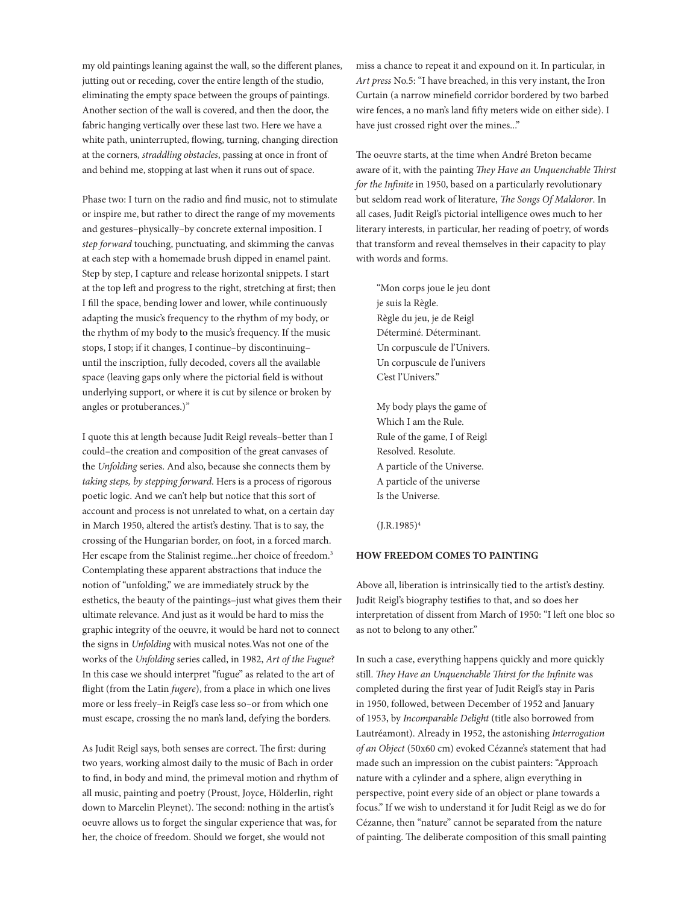my old paintings leaning against the wall, so the different planes, jutting out or receding, cover the entire length of the studio, eliminating the empty space between the groups of paintings. Another section of the wall is covered, and then the door, the fabric hanging vertically over these last two. Here we have a white path, uninterrupted, flowing, turning, changing direction at the corners, *straddling obstacles*, passing at once in front of and behind me, stopping at last when it runs out of space.

Phase two: I turn on the radio and find music, not to stimulate or inspire me, but rather to direct the range of my movements and gestures–physically–by concrete external imposition. I *step forward* touching, punctuating, and skimming the canvas at each step with a homemade brush dipped in enamel paint. Step by step, I capture and release horizontal snippets. I start at the top left and progress to the right, stretching at first; then I fill the space, bending lower and lower, while continuously adapting the music's frequency to the rhythm of my body, or the rhythm of my body to the music's frequency. If the music stops, I stop; if it changes, I continue–by discontinuing–until the inscription, fully decoded, covers all the available space (leaving gaps only where the pictorial field is without underlying support, or where it is cut by silence or broken by angles or protuberances.)"

I quote this at length because Judit Reigl reveals–better than I could–the creation and composition of the great canvases of the *Unfolding* series. And also, because she connects them by *taking steps, by stepping forward*. Hers is a process of rigorous poetic logic. And we can't help but notice that this sort of account and process is not unrelated to what, on a certain day in March 1950, altered the artist's destiny. That is to say, the crossing of the Hungarian border, on foot, in a forced march. Her escape from the Stalinist regime...her choice of freedom.[3] Contemplating these apparent abstractions that induce the notion of "unfolding," we are immediately struck by the esthetics, the beauty of the paintings–just what gives them their ultimate relevance. And just as it would be hard to miss the graphic integrity of the oeuvre, it would be hard not to connect the signs in *Unfolding* with musical notes.Was not one of the works of the *Unfolding* series called, in 1982, *Art of the Fugue*? In this case we should interpret "fugue" as related to the art of flight (from the Latin *fugere*), from a place in which one lives more or less freely–in Reigl's case less so–or from which one must escape, crossing the no man's land, defying the borders.

As Judit Reigl says, both senses are correct. The first: during two years, working almost daily to the music of Bach in order to find, in body and mind, the primeval motion and rhythm of all music, painting and poetry (Proust, Joyce, Hölderlin, right down to Marcelin Pleynet). The second: nothing in the artist's oeuvre allows us to forget the singular experience that was, for her, the choice of freedom. Should we forget, she would not miss a chance to repeat it and expound on it. In particular, in *Art press* No.5: "I have breached, in this very instant, the Iron Curtain (a narrow minefield corridor bordered by two barbed wire fences, a no man's land fifty meters wide on either side). I have just crossed right over the mines..."

The oeuvre starts, at the time when André Breton became aware of it, with the painting *They Have an Unquenchable Thirst for the Infinite* in 1950, based on a particularly revolutionary but seldom read work of literature, *The Songs Of Maldoror*. In all cases, Judit Reigl's pictorial intelligence owes much to her literary interests, in particular, her reading of poetry, of words that transform and reveal themselves in their capacity to play with words and forms.

> "Mon corps joue le jeu dont
> je suis la Règle.
> Règle du jeu, je de Reigl
> Déterminé. Déterminant.
> Un corpuscule de l'Univers.
> Un corpuscule de l'univers
> C'est l'Univers."
>
> My body plays the game of
> Which I am the Rule.
> Rule of the game, I of Reigl
> Resolved. Resolute.
> A particle of the Universe.
> A particle of the universe
> Is the Universe.
>
> (J.R.1985)[4]

### HOW FREEDOM COMES TO PAINTING

Above all, liberation is intrinsically tied to the artist's destiny. Judit Reigl's biography testifies to that, and so does her interpretation of dissent from March of 1950: "I left one bloc so as not to belong to any other."

In such a case, everything happens quickly and more quickly still. *They Have an Unquenchable Thirst for the Infinite* was completed during the first year of Judit Reigl's stay in Paris in 1950, followed, between December of 1952 and January of 1953, by *Incomparable Delight* (title also borrowed from Lautréamont). Already in 1952, the astonishing *Interrogation of an Object* (50x60 cm) evoked Cézanne's statement that had made such an impression on the cubist painters: "Approach nature with a cylinder and a sphere, align everything in perspective, point every side of an object or plane towards a focus." If we wish to understand it for Judit Reigl as we do for Cézanne, then "nature" cannot be separated from the nature of painting. The deliberate composition of this small painting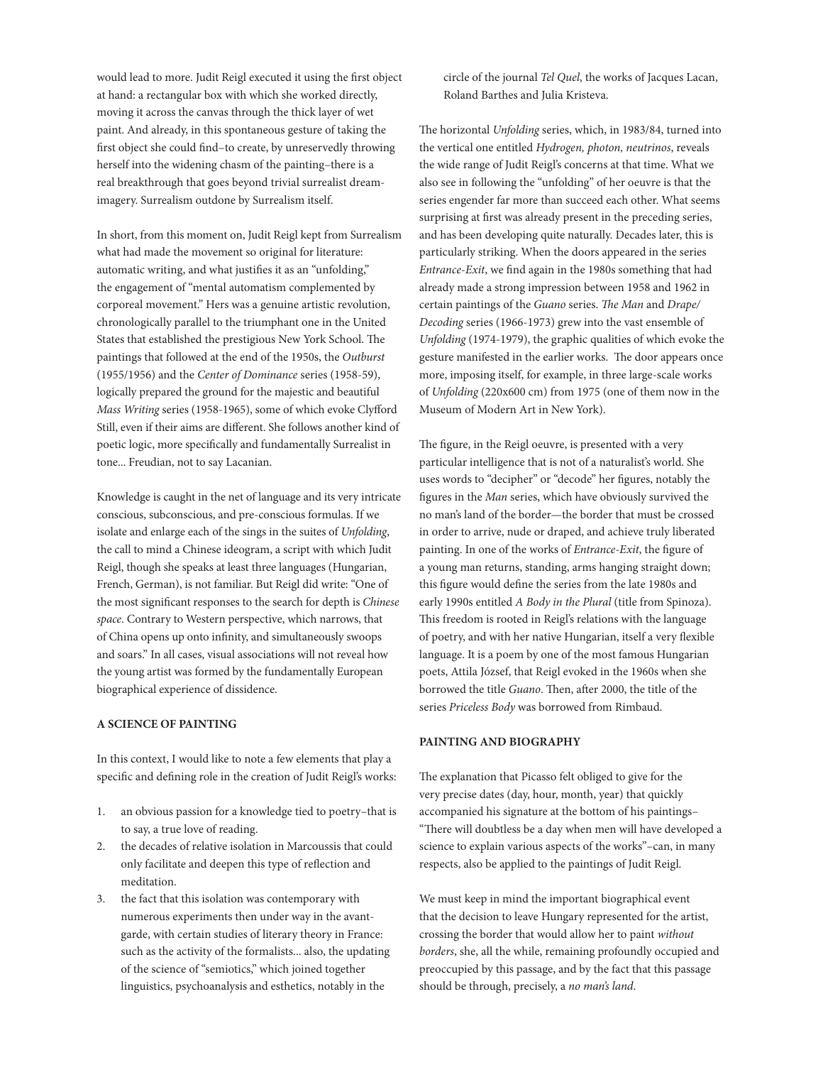would lead to more. Judit Reigl executed it using the first object at hand: a rectangular box with which she worked directly, moving it across the canvas through the thick layer of wet paint. And already, in this spontaneous gesture of taking the first object she could find–to create, by unreservedly throwing herself into the widening chasm of the painting–there is a real breakthrough that goes beyond trivial surrealist dream-imagery. Surrealism outdone by Surrealism itself.

In short, from this moment on, Judit Reigl kept from Surrealism what had made the movement so original for literature: automatic writing, and what justifies it as an "unfolding," the engagement of "mental automatism complemented by corporeal movement." Hers was a genuine artistic revolution, chronologically parallel to the triumphant one in the United States that established the prestigious New York School. The paintings that followed at the end of the 1950s, the *Outburst* (1955/1956) and the *Center of Dominance* series (1958-59), logically prepared the ground for the majestic and beautiful *Mass Writing* series (1958-1965), some of which evoke Clyfford Still, even if their aims are different. She follows another kind of poetic logic, more specifically and fundamentally Surrealist in tone... Freudian, not to say Lacanian.

Knowledge is caught in the net of language and its very intricate conscious, subconscious, and pre-conscious formulas. If we isolate and enlarge each of the sings in the suites of *Unfolding*, the call to mind a Chinese ideogram, a script with which Judit Reigl, though she speaks at least three languages (Hungarian, French, German), is not familiar. But Reigl did write: "One of the most significant responses to the search for depth is *Chinese space*. Contrary to Western perspective, which narrows, that of China opens up onto infinity, and simultaneously swoops and soars." In all cases, visual associations will not reveal how the young artist was formed by the fundamentally European biographical experience of dissidence.

**A SCIENCE OF PAINTING**

In this context, I would like to note a few elements that play a specific and defining role in the creation of Judit Reigl's works:

1. an obvious passion for a knowledge tied to poetry–that is to say, a true love of reading.
2. the decades of relative isolation in Marcoussis that could only facilitate and deepen this type of reflection and meditation.
3. the fact that this isolation was contemporary with numerous experiments then under way in the avant-garde, with certain studies of literary theory in France: such as the activity of the formalists... also, the updating of the science of "semiotics," which joined together linguistics, psychoanalysis and esthetics, notably in the circle of the journal *Tel Quel*, the works of Jacques Lacan, Roland Barthes and Julia Kristeva.

The horizontal *Unfolding* series, which, in 1983/84, turned into the vertical one entitled *Hydrogen, photon, neutrinos*, reveals the wide range of Judit Reigl's concerns at that time. What we also see in following the "unfolding" of her oeuvre is that the series engender far more than succeed each other. What seems surprising at first was already present in the preceding series, and has been developing quite naturally. Decades later, this is particularly striking. When the doors appeared in the series *Entrance-Exit*, we find again in the 1980s something that had already made a strong impression between 1958 and 1962 in certain paintings of the *Guano* series. *The Man* and *Drape/Decoding* series (1966-1973) grew into the vast ensemble of *Unfolding* (1974-1979), the graphic qualities of which evoke the gesture manifested in the earlier works. The door appears once more, imposing itself, for example, in three large-scale works of *Unfolding* (220x600 cm) from 1975 (one of them now in the Museum of Modern Art in New York).

The figure, in the Reigl oeuvre, is presented with a very particular intelligence that is not of a naturalist's world. She uses words to "decipher" or "decode" her figures, notably the figures in the *Man* series, which have obviously survived the no man's land of the border—the border that must be crossed in order to arrive, nude or draped, and achieve truly liberated painting. In one of the works of *Entrance-Exit*, the figure of a young man returns, standing, arms hanging straight down; this figure would define the series from the late 1980s and early 1990s entitled *A Body in the Plural* (title from Spinoza). This freedom is rooted in Reigl's relations with the language of poetry, and with her native Hungarian, itself a very flexible language. It is a poem by one of the most famous Hungarian poets, Attila József, that Reigl evoked in the 1960s when she borrowed the title *Guano*. Then, after 2000, the title of the series *Priceless Body* was borrowed from Rimbaud.

**PAINTING AND BIOGRAPHY**

The explanation that Picasso felt obliged to give for the very precise dates (day, hour, month, year) that quickly accompanied his signature at the bottom of his paintings–"There will doubtless be a day when men will have developed a science to explain various aspects of the works"–can, in many respects, also be applied to the paintings of Judit Reigl.

We must keep in mind the important biographical event that the decision to leave Hungary represented for the artist, crossing the border that would allow her to paint *without borders*, she, all the while, remaining profoundly occupied and preoccupied by this passage, and by the fact that this passage should be through, precisely, a *no man's land*.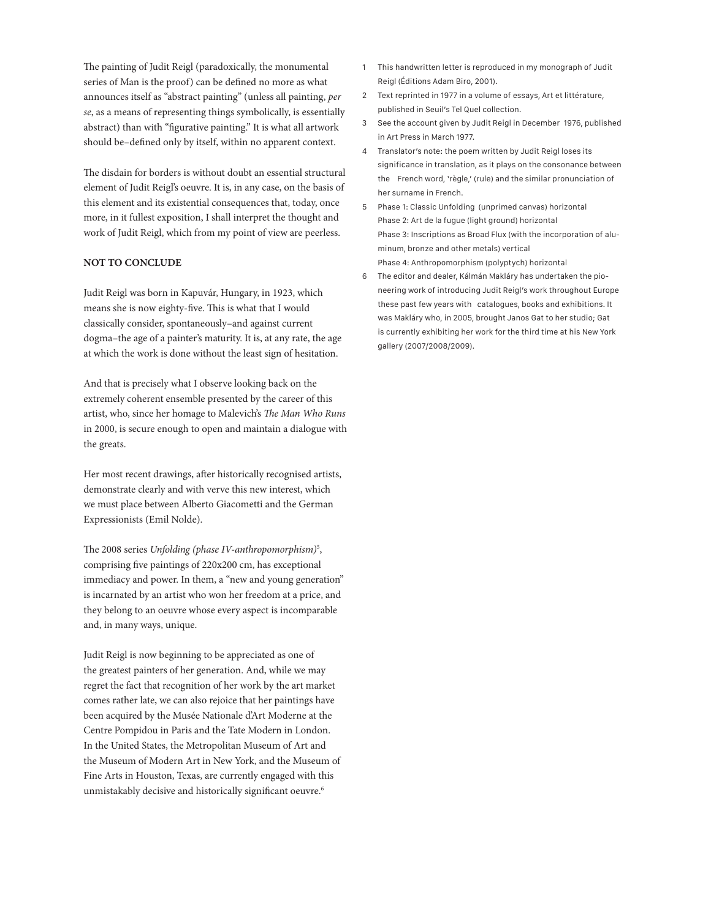The painting of Judit Reigl (paradoxically, the monumental series of Man is the proof) can be defined no more as what announces itself as "abstract painting" (unless all painting, *per se*, as a means of representing things symbolically, is essentially abstract) than with "figurative painting." It is what all artwork should be–defined only by itself, within no apparent context.

The disdain for borders is without doubt an essential structural element of Judit Reigl's oeuvre. It is, in any case, on the basis of this element and its existential consequences that, today, once more, in it fullest exposition, I shall interpret the thought and work of Judit Reigl, which from my point of view are peerless.

**NOT TO CONCLUDE**

Judit Reigl was born in Kapuvár, Hungary, in 1923, which means she is now eighty-five. This is what that I would classically consider, spontaneously–and against current dogma–the age of a painter's maturity. It is, at any rate, the age at which the work is done without the least sign of hesitation.

And that is precisely what I observe looking back on the extremely coherent ensemble presented by the career of this artist, who, since her homage to Malevich's *The Man Who Runs* in 2000, is secure enough to open and maintain a dialogue with the greats.

Her most recent drawings, after historically recognised artists, demonstrate clearly and with verve this new interest, which we must place between Alberto Giacometti and the German Expressionists (Emil Nolde).

The 2008 series *Unfolding (phase IV-anthropomorphism)*[5], comprising five paintings of 220x200 cm, has exceptional immediacy and power. In them, a "new and young generation" is incarnated by an artist who won her freedom at a price, and they belong to an oeuvre whose every aspect is incomparable and, in many ways, unique.

Judit Reigl is now beginning to be appreciated as one of the greatest painters of her generation. And, while we may regret the fact that recognition of her work by the art market comes rather late, we can also rejoice that her paintings have been acquired by the Musée Nationale d'Art Moderne at the Centre Pompidou in Paris and the Tate Modern in London. In the United States, the Metropolitan Museum of Art and the Museum of Modern Art in New York, and the Museum of Fine Arts in Houston, Texas, are currently engaged with this unmistakably decisive and historically significant oeuvre.[6]

1 This handwritten letter is reproduced in my monograph of Judit Reigl (Éditions Adam Biro, 2001).

2 Text reprinted in 1977 in a volume of essays, Art et littérature, published in Seuil's Tel Quel collection.

3 See the account given by Judit Reigl in December 1976, published in Art Press in March 1977.

4 Translator's note: the poem written by Judit Reigl loses its significance in translation, as it plays on the consonance between the French word, 'règle,' (rule) and the similar pronunciation of her surname in French.

5 Phase 1: Classic Unfolding (unprimed canvas) horizontal
Phase 2: Art de la fugue (light ground) horizontal
Phase 3: Inscriptions as Broad Flux (with the incorporation of aluminum, bronze and other metals) vertical
Phase 4: Anthropomorphism (polyptych) horizontal

6 The editor and dealer, Kálmán Makláry has undertaken the pioneering work of introducing Judit Reigl's work throughout Europe these past few years with catalogues, books and exhibitions. It was Makláry who, in 2005, brought Janos Gat to her studio; Gat is currently exhibiting her work for the third time at his New York gallery (2007/2008/2009).